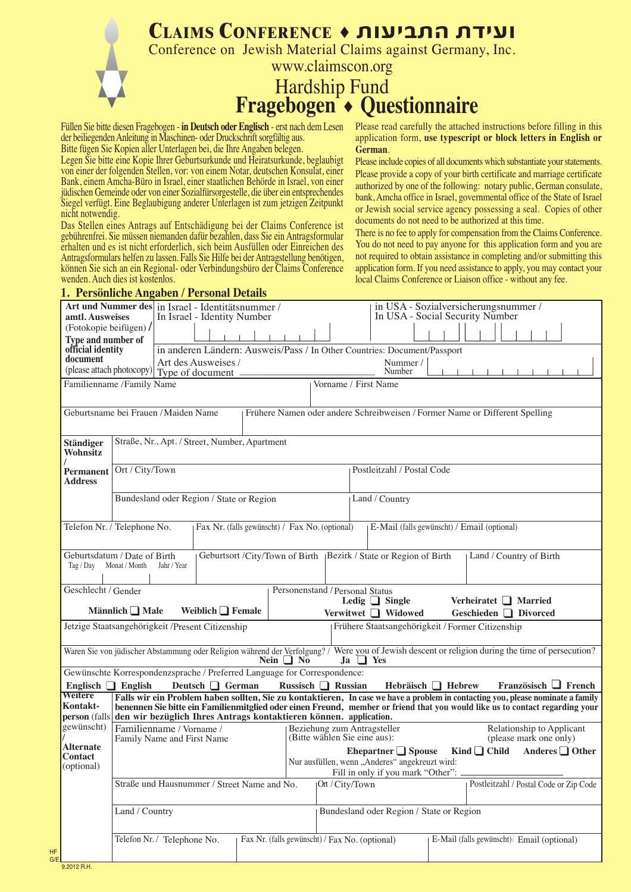# CLAIMS CONFERENCE ♦ ועידת התביעות

Conference on Jewish Material Claims against Germany, Inc.

www.claimscon.org

## Hardship Fund
# Fragebogen ♦ Questionnaire

Füllen Sie bitte diesen Fragebogen - **in Deutsch oder Englisch** - erst nach dem Lesen der beiliegenden Anleitung in Maschinen- oder Druckschrift sorgfältig aus.
Bitte fügen Sie Kopien aller Unterlagen bei, die Ihre Angaben belegen.
Legen Sie bitte eine Kopie Ihrer Geburtsurkunde und Heiratsurkunde, beglaubigt von einer der folgenden Stellen, vor: von einem Notar, deutschen Konsulat, einer Bank, einem Amcha-Büro in Israel, einer staatlichen Behörde in Israel, von einer jüdischen Gemeinde oder von einer Sozialfürsorgestelle, die über ein entsprechendes Siegel verfügt. Eine Beglaubigung anderer Unterlagen ist zum jetzigen Zeitpunkt nicht notwendig.
Das Stellen eines Antrags auf Entschädigung bei der Claims Conference ist gebührenfrei. Sie müssen niemanden dafür bezahlen, dass Sie ein Antragsformular erhalten und es ist nicht erforderlich, sich beim Ausfüllen oder Einreichen des Antragsformulars helfen zu lassen. Falls Sie Hilfe bei der Antragstellung benötigen, können Sie sich an ein Regional- oder Verbindungsbüro der Claims Conference wenden. Auch dies ist kostenlos.

Please read carefully the attached instructions before filling in this application form, **use typescript or block letters in English or German**.
Please include copies of all documents which substantiate your statements.
Please provide a copy of your birth certificate and marriage certificate authorized by one of the following: notary public, German consulate, bank, Amcha office in Israel, governmental office of the State of Israel or Jewish social service agency possessing a seal. Copies of other documents do not need to be authorized at this time.
There is no fee to apply for compensation from the Claims Conference. You do not need to pay anyone for this application form and you are not required to obtain assistance in completing and/or submitting this application form. If you need assistance to apply, you may contact your local Claims Conference or Liaison office - without any fee.

### 1. Persönliche Angaben / Personal Details

| | | |
|---|---|---|
| **Art und Nummer des amtl. Ausweises** (Fotokopie beifügen) / **Type and number of official identity document** (please attach photocopy) | in Israel - Identitätsnummer / In Israel - Identity Number | in USA - Sozialversicherungsnummer / In USA - Social Security Number |
| | in anderen Ländern: Ausweis/Pass / In Other Countries: Document/Passport<br>Art des Ausweises / Type of document ______ | Nummer / Number |
| Familienname / Family Name | | Vorname / First Name |
| Geburtsname bei Frauen / Maiden Name | | Frühere Namen oder andere Schreibweisen / Former Name or Different Spelling |

| | | |
|---|---|---|
| **Ständiger Wohnsitz / Permanent Address** | Straße, Nr., Apt. / Street, Number, Apartment | |
| | Ort / City/Town | Postleitzahl / Postal Code |
| | Bundesland oder Region / State or Region | Land / Country |

| | | |
|---|---|---|
| Telefon Nr. / Telephone No. | Fax Nr. (falls gewünscht) / Fax No. (optional) | E-Mail (falls gewünscht) / Email (optional) |

| | | | |
|---|---|---|---|
| Geburtsdatum / Date of Birth<br>Tag / Day  Monat / Month  Jahr / Year | Geburtsort /City/Town of Birth | Bezirk / State or Region of Birth | Land / Country of Birth |

| | |
|---|---|
| Geschlecht / Gender<br>Männlich ❑ Male  Weiblich ❑ Female | Personenstand / Personal Status<br>Ledig ❑ Single  Verheiratet ❑ Married<br>Verwitwet ❑ Widowed  Geschieden ❑ Divorced |
| Jetzige Staatsangehörigkeit /Present Citizenship | Frühere Staatsangehörigkeit / Former Citizenship |

Waren Sie von jüdischer Abstammung oder Religion während der Verfolgung? / Were you of Jewish descent or religion during the time of persecution?
Nein ❑ No  Ja ❑ Yes

Gewünschte Korrespondenzsprache / Preferred Language for Correspondence:
Englisch ❑ English  Deutsch ❑ German  Russisch ❑ Russian  Hebräisch ❑ Hebrew  Französisch ❑ French

**Weitere Kontaktperson** (falls gewünscht) / **Alternate Contact** (optional)

**Falls wir ein Problem haben sollten, Sie zu kontaktieren, benennen Sie bitte ein Familienmitglied oder einen Freund, den wir bezüglich Ihres Antrags kontaktieren können.** **In case we have a problem in contacting you, please nominate a family member or friend that you would like us to contact regarding your application.**

| | | |
|---|---|---|
| Familienname / Vorname / Family Name and First Name | Beziehung zum Antragsteller (Bitte wählen Sie eine aus): / Relationship to Applicant (please mark one only)<br>Ehepartner ❑ Spouse  Kind ❑ Child  Anderes ❑ Other<br>Nur ausfüllen, wenn „Anderes" angekreuzt wird: / Fill in only if you mark "Other": ______ | |
| Straße und Hausnummer / Street Name and No. | Ort / City/Town | Postleitzahl / Postal Code or Zip Code |
| Land / Country | Bundesland oder Region / State or Region | |
| Telefon Nr. / Telephone No. | Fax Nr. (falls gewünscht) / Fax No. (optional) | E-Mail (falls gewünscht)/ Email (optional) |

HF G/E
9.2012 R.H.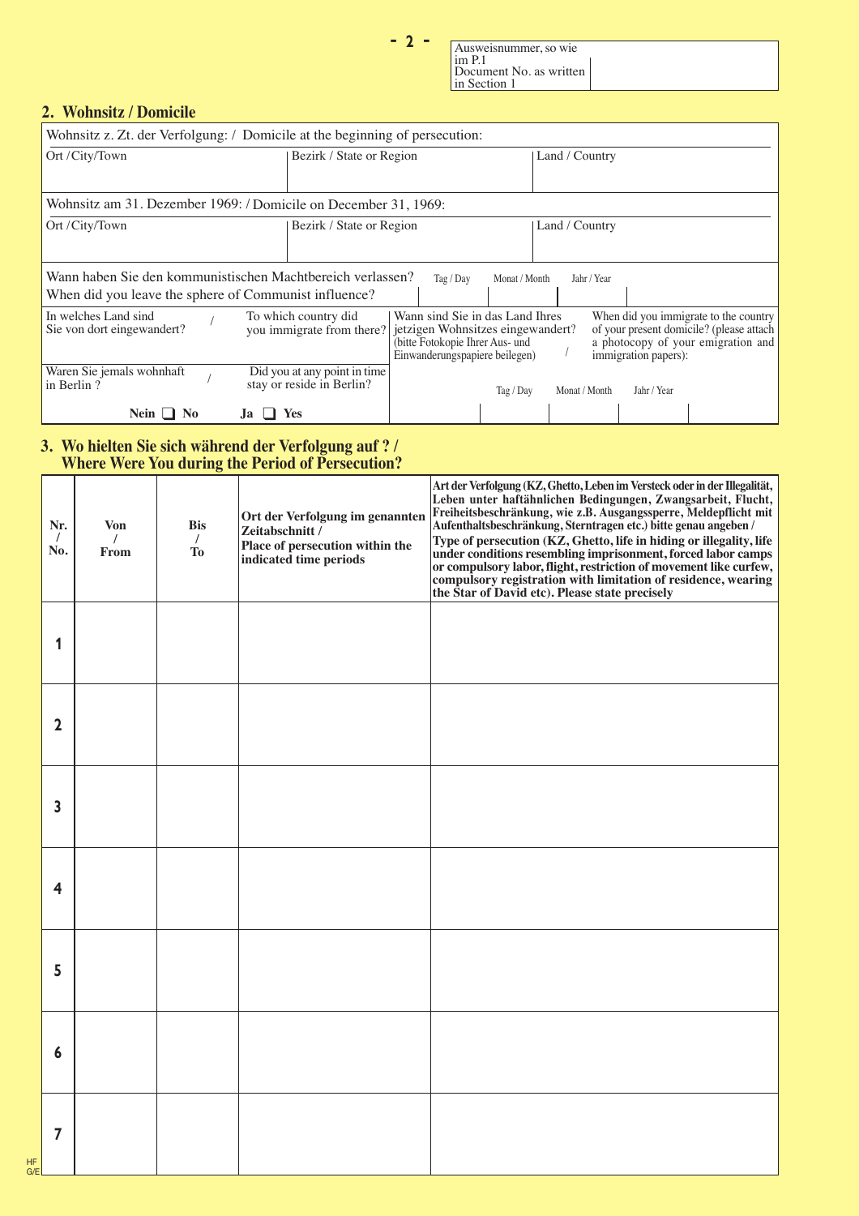| Ausweisnummer, so wie im P.1 Document No. as written in Section 1 | |
|---|---|

## 2. Wohnsitz / Domicile

Wohnsitz z. Zt. der Verfolgung: / Domicile at the beginning of persecution:

| Ort / City/Town | Bezirk / State or Region | Land / Country |
|---|---|---|
| | | |

Wohnsitz am 31. Dezember 1969: / Domicile on December 31, 1969:

| Ort / City/Town | Bezirk / State or Region | Land / Country |
|---|---|---|
| | | |

Wann haben Sie den kommunistischen Machtbereich verlassen? / When did you leave the sphere of Communist influence?

| Tag / Day | Monat / Month | Jahr / Year |
|---|---|---|
| | | |

In welches Land sind Sie von dort eingewandert? / To which country did you immigrate from there?

Waren Sie jemals wohnhaft in Berlin? / Did you at any point in time stay or reside in Berlin?

Nein ❑ No     Ja ❑ Yes

Wann sind Sie in das Land Ihres jetzigen Wohnsitzes eingewandert? (bitte Fotokopie Ihrer Aus- und Einwanderungspapiere beilegen) / When did you immigrate to the country of your present domicile? (please attach a photocopy of your emigration and immigration papers):

| Tag / Day | Monat / Month | Jahr / Year |
|---|---|---|
| | | |

## 3. Wo hielten Sie sich während der Verfolgung auf ? / Where Were You during the Period of Persecution?

| Nr. / No. | Von / From | Bis / To | Ort der Verfolgung im genannten Zeitabschnitt / Place of persecution within the indicated time periods | Art der Verfolgung (KZ, Ghetto, Leben im Versteck oder in der Illegalität, Leben unter haftähnlichen Bedingungen, Zwangsarbeit, Flucht, Freiheitsbeschränkung, wie z.B. Ausgangssperre, Meldepflicht mit Aufenthaltsbeschränkung, Sterntragen etc.) bitte genau angeben / Type of persecution (KZ, Ghetto, life in hiding or illegality, life under conditions resembling imprisonment, forced labor camps or compulsory labor, flight, restriction of movement like curfew, compulsory registration with limitation of residence, wearing the Star of David etc). Please state precisely |
|---|---|---|---|---|
| 1 | | | | |
| 2 | | | | |
| 3 | | | | |
| 4 | | | | |
| 5 | | | | |
| 6 | | | | |
| 7 | | | | |

HF G/E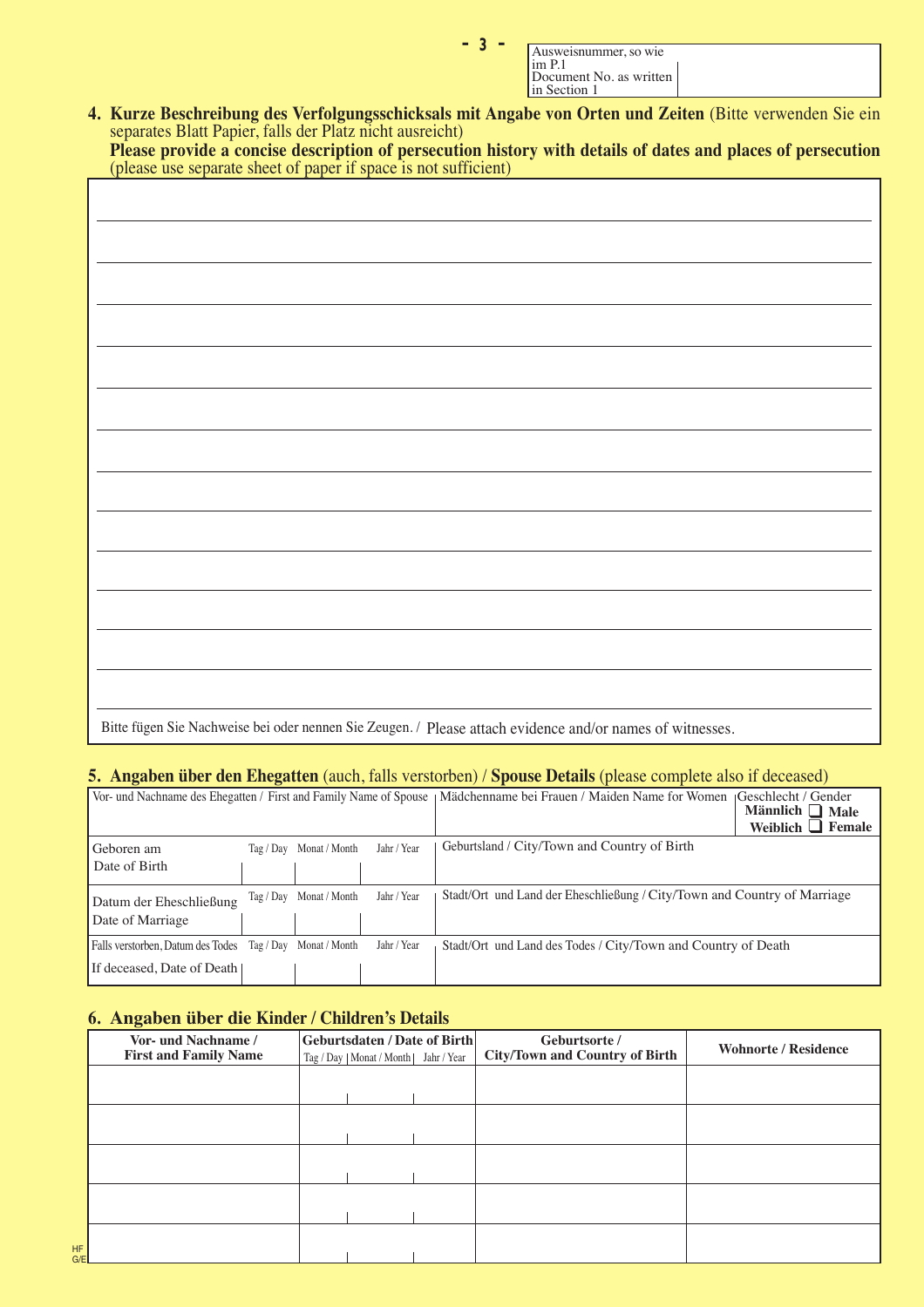| Ausweisnummer, so wie im P.1 Document No. as written in Section 1 | |
|---|---|

**4. Kurze Beschreibung des Verfolgungsschicksals mit Angabe von Orten und Zeiten** (Bitte verwenden Sie ein separates Blatt Papier, falls der Platz nicht ausreicht)
**Please provide a concise description of persecution history with details of dates and places of persecution** (please use separate sheet of paper if space is not sufficient)

Bitte fügen Sie Nachweise bei oder nennen Sie Zeugen. / Please attach evidence and/or names of witnesses.

**5. Angaben über den Ehegatten** (auch, falls verstorben) / **Spouse Details** (please complete also if deceased)

| Vor- und Nachname des Ehegatten / First and Family Name of Spouse | | | | Mädchenname bei Frauen / Maiden Name for Women | Geschlecht / Gender: Männlich ❑ Male / Weiblich ❑ Female |
|---|---|---|---|---|---|
| Geboren am / Date of Birth | Tag / Day | Monat / Month | Jahr / Year | Geburtsland / City/Town and Country of Birth | |
| Datum der Eheschließung / Date of Marriage | Tag / Day | Monat / Month | Jahr / Year | Stadt/Ort und Land der Eheschließung / City/Town and Country of Marriage | |
| Falls verstorben, Datum des Todes / If deceased, Date of Death | Tag / Day | Monat / Month | Jahr / Year | Stadt/Ort und Land des Todes / City/Town and Country of Death | |

**6. Angaben über die Kinder / Children's Details**

| Vor- und Nachname / First and Family Name | Geburtsdaten / Date of Birth (Tag / Day \| Monat / Month \| Jahr / Year) | Geburtsorte / City/Town and Country of Birth | Wohnorte / Residence |
|---|---|---|---|
| | | | |
| | | | |
| | | | |
| | | | |
| | | | |

HF G/E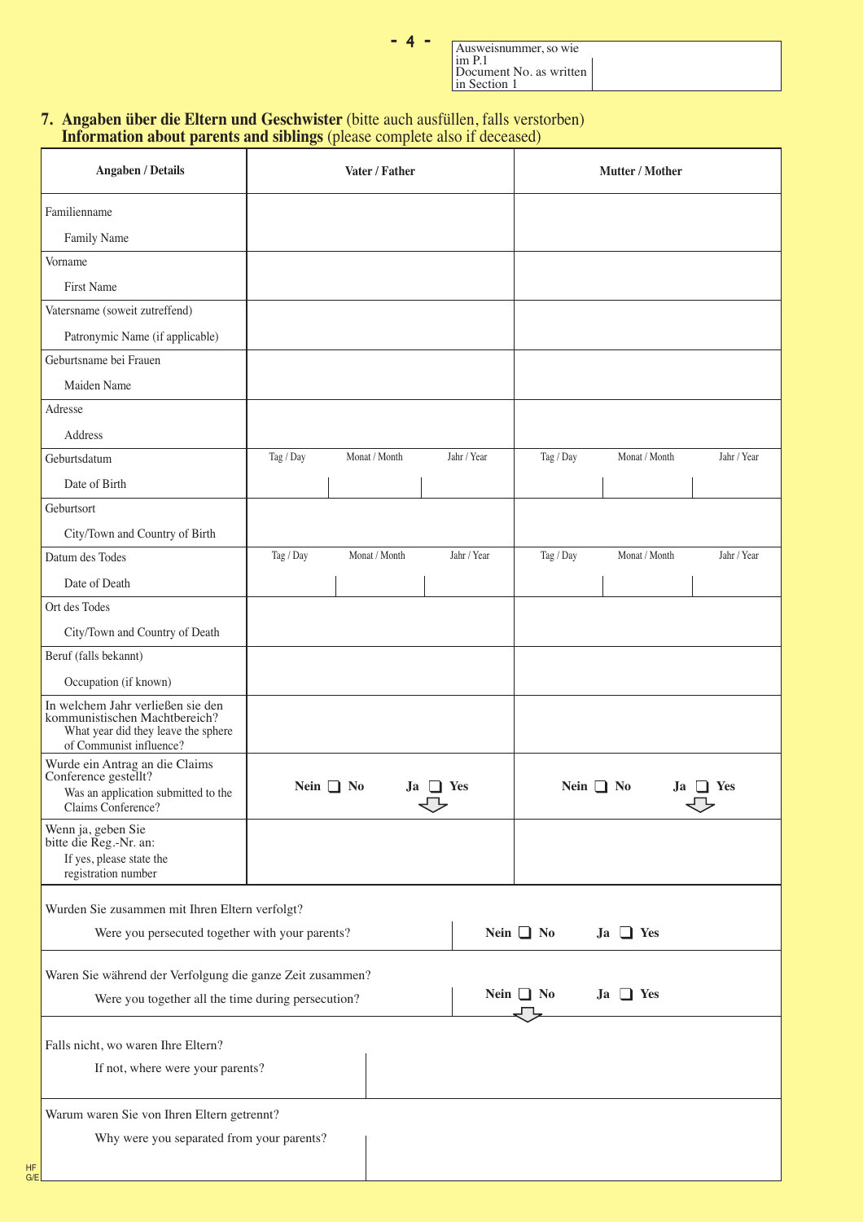| Ausweisnummer, so wie im P.1 Document No. as written in Section 1 | |
|---|---|

## 7. **Angaben über die Eltern und Geschwister** (bitte auch ausfüllen, falls verstorben) **Information about parents and siblings** (please complete also if deceased)

| **Angaben / Details** | **Vater / Father** | | | **Mutter / Mother** | | |
|---|---|---|---|---|---|---|
| Familienname<br>Family Name | | | | | | |
| Vorname<br>First Name | | | | | | |
| Vatersname (soweit zutreffend)<br>Patronymic Name (if applicable) | | | | | | |
| Geburtsname bei Frauen<br>Maiden Name | | | | | | |
| Adresse<br>Address | | | | | | |
| Geburtsdatum<br>Date of Birth | Tag / Day | Monat / Month | Jahr / Year | Tag / Day | Monat / Month | Jahr / Year |
| Geburtsort<br>City/Town and Country of Birth | | | | | | |
| Datum des Todes<br>Date of Death | Tag / Day | Monat / Month | Jahr / Year | Tag / Day | Monat / Month | Jahr / Year |
| Ort des Todes<br>City/Town and Country of Death | | | | | | |
| Beruf (falls bekannt)<br>Occupation (if known) | | | | | | |
| In welchem Jahr verließen sie den kommunistischen Machtbereich?<br>What year did they leave the sphere of Communist influence? | | | | | | |
| Wurde ein Antrag an die Claims Conference gestellt?<br>Was an application submitted to the Claims Conference? | **Nein** ❑ **No** | | **Ja** ❑ **Yes** | **Nein** ❑ **No** | | **Ja** ❑ **Yes** |
| Wenn ja, geben Sie bitte die Reg.-Nr. an:<br>If yes, please state the registration number | | | | | | |

| | |
|---|---|
| Wurden Sie zusammen mit Ihren Eltern verfolgt?<br>Were you persecuted together with your parents? | **Nein** ❑ **No** **Ja** ❑ **Yes** |
| Waren Sie während der Verfolgung die ganze Zeit zusammen?<br>Were you together all the time during persecution? | **Nein** ❑ **No** **Ja** ❑ **Yes** |
| Falls nicht, wo waren Ihre Eltern?<br>If not, where were your parents? | |
| Warum waren Sie von Ihren Eltern getrennt?<br>Why were you separated from your parents? | |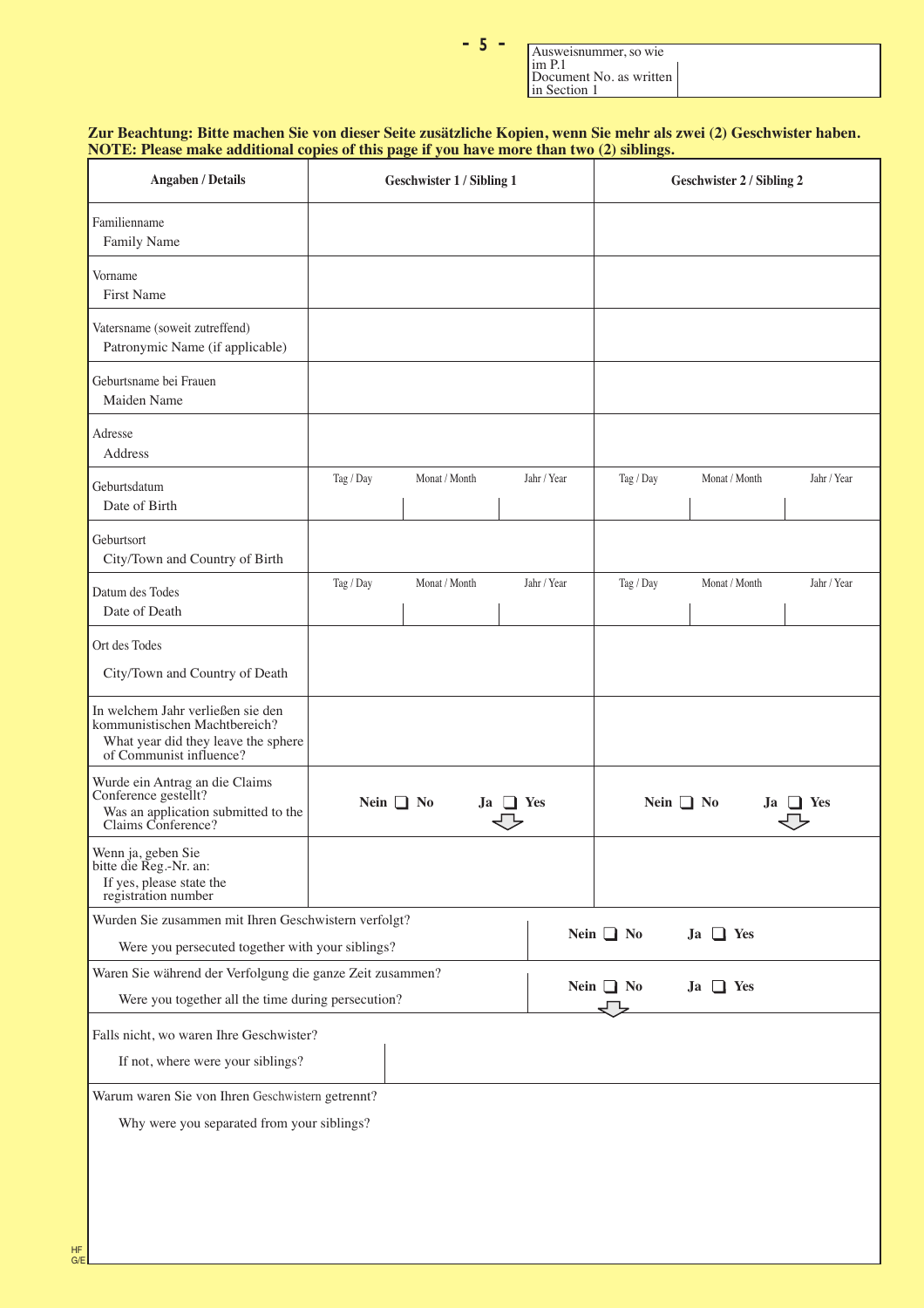| Ausweisnummer, so wie im P.1 Document No. as written in Section 1 | |
|---|---|

**Zur Beachtung: Bitte machen Sie von dieser Seite zusätzliche Kopien, wenn Sie mehr als zwei (2) Geschwister haben.**
**NOTE: Please make additional copies of this page if you have more than two (2) siblings.**

| Angaben / Details | Geschwister 1 / Sibling 1 | Geschwister 2 / Sibling 2 |
|---|---|---|
| Familienname<br>Family Name | | |
| Vorname<br>First Name | | |
| Vatersname (soweit zutreffend)<br>Patronymic Name (if applicable) | | |
| Geburtsname bei Frauen<br>Maiden Name | | |
| Adresse<br>Address | | |
| Geburtsdatum<br>Date of Birth | Tag / Day &nbsp; Monat / Month &nbsp; Jahr / Year | Tag / Day &nbsp; Monat / Month &nbsp; Jahr / Year |
| Geburtsort<br>City/Town and Country of Birth | | |
| Datum des Todes<br>Date of Death | Tag / Day &nbsp; Monat / Month &nbsp; Jahr / Year | Tag / Day &nbsp; Monat / Month &nbsp; Jahr / Year |
| Ort des Todes<br>City/Town and Country of Death | | |
| In welchem Jahr verließen sie den kommunistischen Machtbereich?<br>What year did they leave the sphere of Communist influence? | | |
| Wurde ein Antrag an die Claims Conference gestellt?<br>Was an application submitted to the Claims Conference? | Nein ❑ No &nbsp; Ja ❑ Yes | Nein ❑ No &nbsp; Ja ❑ Yes |
| Wenn ja, geben Sie bitte die Reg.-Nr. an:<br>If yes, please state the registration number | | |

| | |
|---|---|
| Wurden Sie zusammen mit Ihren Geschwistern verfolgt?<br>Were you persecuted together with your siblings? | Nein ❑ No &nbsp; Ja ❑ Yes |
| Waren Sie während der Verfolgung die ganze Zeit zusammen?<br>Were you together all the time during persecution? | Nein ❑ No &nbsp; Ja ❑ Yes |
| Falls nicht, wo waren Ihre Geschwister?<br>If not, where were your siblings? | |

Warum waren Sie von Ihren Geschwistern getrennt?

Why were you separated from your siblings?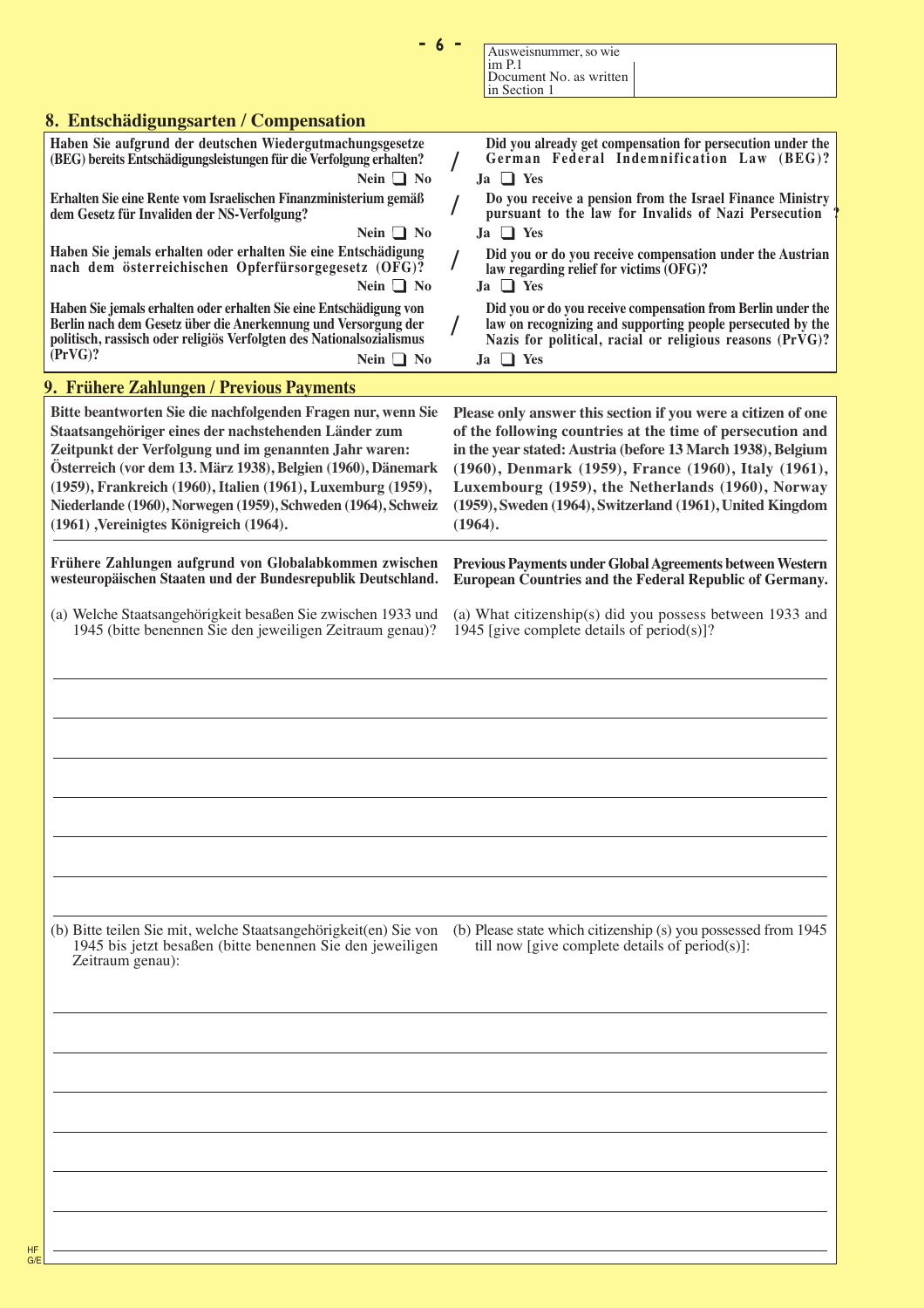| Ausweisnummer, so wie im P.1 Document No. as written in Section 1 | |
|---|---|

## 8. Entschädigungsarten / Compensation

| | | |
|---|---|---|
| **Haben Sie aufgrund der deutschen Wiedergutmachungsgesetze (BEG) bereits Entschädigungsleistungen für die Verfolgung erhalten?** Nein ❑ No | / | **Did you already get compensation for persecution under the German Federal Indemnification Law (BEG)?** Ja ❑ Yes |
| **Erhalten Sie eine Rente vom Israelischen Finanzministerium gemäß dem Gesetz für Invaliden der NS-Verfolgung?** Nein ❑ No | / | **Do you receive a pension from the Israel Finance Ministry pursuant to the law for Invalids of Nazi Persecution ?** Ja ❑ Yes |
| **Haben Sie jemals erhalten oder erhalten Sie eine Entschädigung nach dem österreichischen Opferfürsorgegesetz (OFG)?** Nein ❑ No | / | **Did you or do you receive compensation under the Austrian law regarding relief for victims (OFG)?** Ja ❑ Yes |
| **Haben Sie jemals erhalten oder erhalten Sie eine Entschädigung von Berlin nach dem Gesetz über die Anerkennung und Versorgung der politisch, rassisch oder religiös Verfolgten des Nationalsozialismus (PrVG)?** Nein ❑ No | / | **Did you or do you receive compensation from Berlin under the law on recognizing and supporting people persecuted by the Nazis for political, racial or religious reasons (PrVG)?** Ja ❑ Yes |

## 9. Frühere Zahlungen / Previous Payments

**Bitte beantworten Sie die nachfolgenden Fragen nur, wenn Sie Staatsangehöriger eines der nachstehenden Länder zum Zeitpunkt der Verfolgung und im genannten Jahr waren: Österreich (vor dem 13. März 1938), Belgien (1960), Dänemark (1959), Frankreich (1960), Italien (1961), Luxemburg (1959), Niederlande (1960), Norwegen (1959), Schweden (1964), Schweiz (1961) ,Vereinigtes Königreich (1964).**

**Please only answer this section if you were a citizen of one of the following countries at the time of persecution and in the year stated: Austria (before 13 March 1938), Belgium (1960), Denmark (1959), France (1960), Italy (1961), Luxembourg (1959), the Netherlands (1960), Norway (1959), Sweden (1964), Switzerland (1961), United Kingdom (1964).**

**Frühere Zahlungen aufgrund von Globalabkommen zwischen westeuropäischen Staaten und der Bundesrepublik Deutschland.**

**Previous Payments under Global Agreements between Western European Countries and the Federal Republic of Germany.**

(a) Welche Staatsangehörigkeit besaßen Sie zwischen 1933 und 1945 (bitte benennen Sie den jeweiligen Zeitraum genau)?

(a) What citizenship(s) did you possess between 1933 and 1945 [give complete details of period(s)]?

______________________________________________

______________________________________________

______________________________________________

______________________________________________

______________________________________________

______________________________________________

______________________________________________

(b) Bitte teilen Sie mit, welche Staatsangehörigkeit(en) Sie von 1945 bis jetzt besaßen (bitte benennen Sie den jeweiligen Zeitraum genau):

(b) Please state which citizenship (s) you possessed from 1945 till now [give complete details of period(s)]:

______________________________________________

______________________________________________

______________________________________________

______________________________________________

______________________________________________

______________________________________________

______________________________________________

HF G/E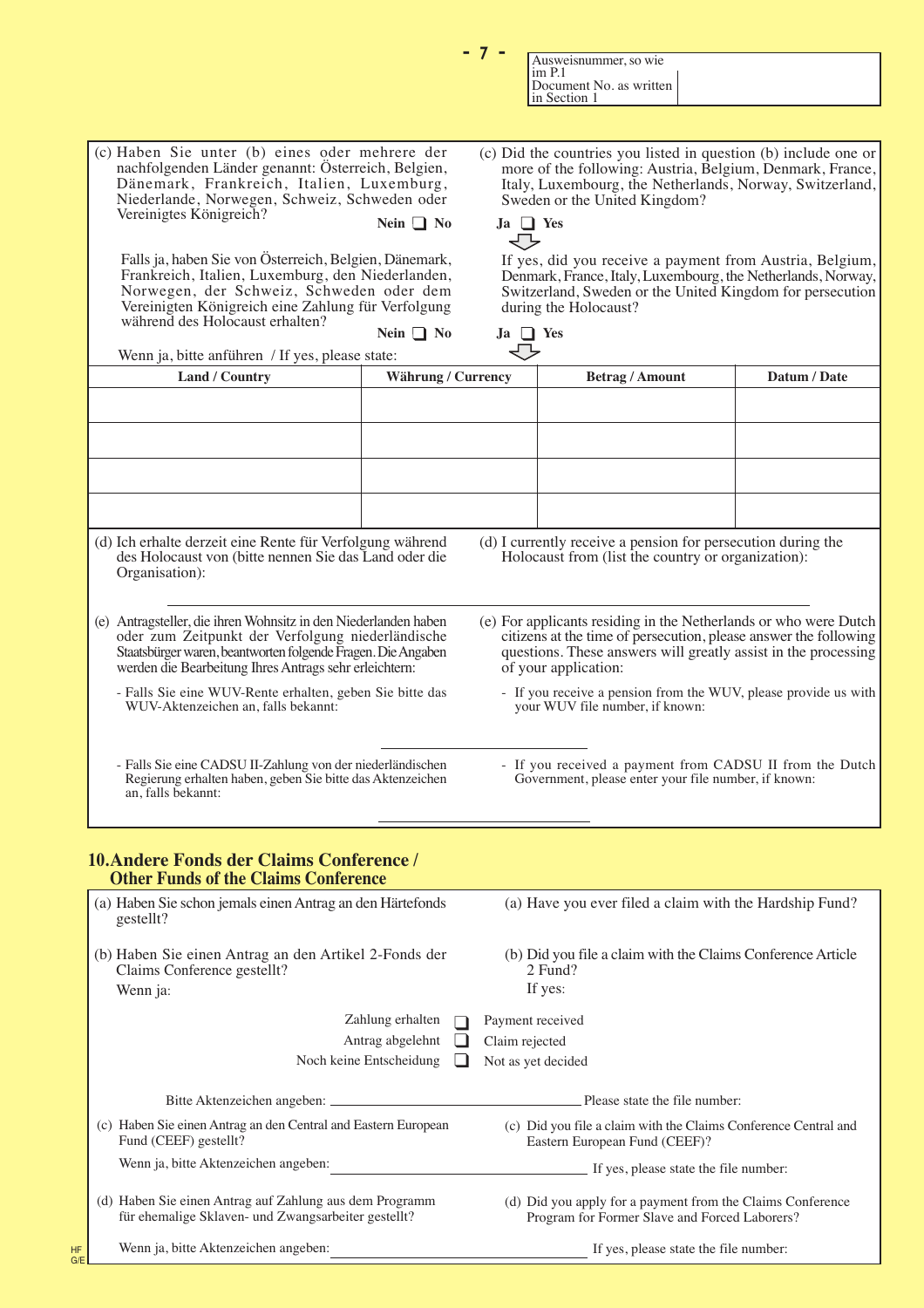Ausweisnummer, so wie im P.1
Document No. as written in Section 1

(c) Haben Sie unter (b) eines oder mehrere der nachfolgenden Länder genannt: Österreich, Belgien, Dänemark, Frankreich, Italien, Luxemburg, Niederlande, Norwegen, Schweiz, Schweden oder Vereinigtes Königreich?

(c) Did the countries you listed in question (b) include one or more of the following: Austria, Belgium, Denmark, France, Italy, Luxembourg, the Netherlands, Norway, Switzerland, Sweden or the United Kingdom?

Nein ❑ No    Ja ❑ Yes

Falls ja, haben Sie von Österreich, Belgien, Dänemark, Frankreich, Italien, Luxemburg, den Niederlanden, Norwegen, der Schweiz, Schweden oder dem Vereinigten Königreich eine Zahlung für Verfolgung während des Holocaust erhalten?

If yes, did you receive a payment from Austria, Belgium, Denmark, France, Italy, Luxembourg, the Netherlands, Norway, Switzerland, Sweden or the United Kingdom for persecution during the Holocaust?

Nein ❑ No    Ja ❑ Yes

Wenn ja, bitte anführen / If yes, please state:

| Land / Country | Währung / Currency | Betrag / Amount | Datum / Date |
|---|---|---|---|
| | | | |
| | | | |
| | | | |
| | | | |

(d) Ich erhalte derzeit eine Rente für Verfolgung während des Holocaust von (bitte nennen Sie das Land oder die Organisation):

(d) I currently receive a pension for persecution during the Holocaust from (list the country or organization):

______________________________

(e) Antragsteller, die ihren Wohnsitz in den Niederlanden haben oder zum Zeitpunkt der Verfolgung niederländische Staatsbürger waren, beantworten folgende Fragen. Die Angaben werden die Bearbeitung Ihres Antrags sehr erleichtern:

(e) For applicants residing in the Netherlands or who were Dutch citizens at the time of persecution, please answer the following questions. These answers will greatly assist in the processing of your application:

- Falls Sie eine WUV-Rente erhalten, geben Sie bitte das WUV-Aktenzeichen an, falls bekannt:
- If you receive a pension from the WUV, please provide us with your WUV file number, if known:

______________________________

- Falls Sie eine CADSU II-Zahlung von der niederländischen Regierung erhalten haben, geben Sie bitte das Aktenzeichen an, falls bekannt:
- If you received a payment from CADSU II from the Dutch Government, please enter your file number, if known:

______________________________

## 10. Andere Fonds der Claims Conference / Other Funds of the Claims Conference

(a) Haben Sie schon jemals einen Antrag an den Härtefonds gestellt?

(a) Have you ever filed a claim with the Hardship Fund?

(b) Haben Sie einen Antrag an den Artikel 2-Fonds der Claims Conference gestellt?
Wenn ja:

(b) Did you file a claim with the Claims Conference Article 2 Fund?
If yes:

- Zahlung erhalten ❑ Payment received
- Antrag abgelehnt ❑ Claim rejected
- Noch keine Entscheidung ❑ Not as yet decided

Bitte Aktenzeichen angeben: ______________________________ Please state the file number:

(c) Haben Sie einen Antrag an den Central and Eastern European Fund (CEEF) gestellt?

(c) Did you file a claim with the Claims Conference Central and Eastern European Fund (CEEF)?

Wenn ja, bitte Aktenzeichen angeben: ______________________________ If yes, please state the file number:

(d) Haben Sie einen Antrag auf Zahlung aus dem Programm für ehemalige Sklaven- und Zwangsarbeiter gestellt?

(d) Did you apply for a payment from the Claims Conference Program for Former Slave and Forced Laborers?

Wenn ja, bitte Aktenzeichen angeben: ______________________________ If yes, please state the file number: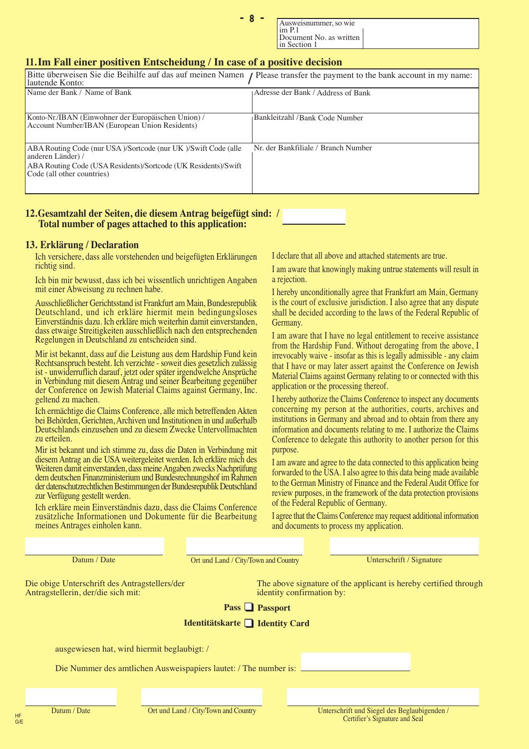| Ausweisnummer, so wie im P.1 Document No. as written in Section 1 | |
|---|---|

## 11. Im Fall einer positiven Entscheidung / In case of a positive decision

| Bitte überweisen Sie die Beihilfe auf das auf meinen Namen lautende Konto: / Please transfer the payment to the bank account in my name: | |
|---|---|
| Name der Bank / Name of Bank | Adresse der Bank / Address of Bank |
| Konto-Nr./IBAN (Einwohner der Europäischen Union) / Account Number/IBAN (European Union Residents) | Bankleitzahl / Bank Code Number |
| ABA Routing Code (nur USA )/Sortcode (nur UK )/Swift Code (alle anderen Länder) / ABA Routing Code (USA Residents)/Sortcode (UK Residents)/Swift Code (all other countries) | Nr. der Bankfiliale / Branch Number |

## 12. Gesamtzahl der Seiten, die diesem Antrag beigefügt sind: / Total number of pages attached to this application:

## 13. Erklärung / Declaration

Ich versichere, dass alle vorstehenden und beigefügten Erklärungen richtig sind.

Ich bin mir bewusst, dass ich bei wissentlich unrichtigen Angaben mit einer Abweisung zu rechnen habe.

Ausschließlicher Gerichtsstand ist Frankfurt am Main, Bundesrepublik Deutschland, und ich erkläre hiermit mein bedingungsloses Einverständnis dazu. Ich erkläre mich weiterhin damit einverstanden, dass etwaige Streitigkeiten ausschließlich nach den entsprechenden Regelungen in Deutschland zu entscheiden sind.

Mir ist bekannt, dass auf die Leistung aus dem Hardship Fund kein Rechtsanspruch besteht. Ich verzichte - soweit dies gesetzlich zulässig ist - unwiderruflich darauf, jetzt oder später irgendwelche Ansprüche in Verbindung mit diesem Antrag und seiner Bearbeitung gegenüber der Conference on Jewish Material Claims against Germany, Inc. geltend zu machen.

Ich ermächtige die Claims Conference, alle mich betreffenden Akten bei Behörden, Gerichten, Archiven und Institutionen in und außerhalb Deutschlands einzusehen und zu diesem Zwecke Untervollmachten zu erteilen.

Mir ist bekannt und ich stimme zu, dass die Daten in Verbindung mit diesem Antrag an die USA weitergeleitet werden. Ich erkläre mich des Weiteren damit einverstanden, dass meine Angaben zwecks Nachprüfung dem deutschen Finanzministerium und Bundesrechnungshof im Rahmen der datenschutzrechtlichen Bestimmungen der Bundesrepublik Deutschland zur Verfügung gestellt werden.

Ich erkläre mein Einverständnis dazu, dass die Claims Conference zusätzliche Informationen und Dokumente für die Bearbeitung meines Antrages einholen kann.

I declare that all above and attached statements are true.

I am aware that knowingly making untrue statements will result in a rejection.

I hereby unconditionally agree that Frankfurt am Main, Germany is the court of exclusive jurisdiction. I also agree that any dispute shall be decided according to the laws of the Federal Republic of Germany.

I am aware that I have no legal entitlement to receive assistance from the Hardship Fund. Without derogating from the above, I irrevocably waive - insofar as this is legally admissible - any claim that I have or may later assert against the Conference on Jewish Material Claims against Germany relating to or connected with this application or the processing thereof.

I hereby authorize the Claims Conference to inspect any documents concerning my person at the authorities, courts, archives and institutions in Germany and abroad and to obtain from there any information and documents relating to me. I authorize the Claims Conference to delegate this authority to another person for this purpose.

I am aware and agree to the data connected to this application being forwarded to the USA. I also agree to this data being made available to the German Ministry of Finance and the Federal Audit Office for review purposes, in the framework of the data protection provisions of the Federal Republic of Germany.

I agree that the Claims Conference may request additional information and documents to process my application.

Datum / Date

Ort und Land / City/Town and Country

Unterschrift / Signature

Die obige Unterschrift des Antragstellers/der Antragstellerin, der/die sich mit:

The above signature of the applicant is hereby certified through identity confirmation by:

- ☐ Pass / Passport
- ☐ Identitätskarte / Identity Card

ausgewiesen hat, wird hiermit beglaubigt: /

Die Nummer des amtlichen Ausweispapiers lautet: / The number is:

Datum / Date

Ort und Land / City/Town and Country

Unterschrift und Siegel des Beglaubigenden / Certifier's Signature and Seal

HF G/E